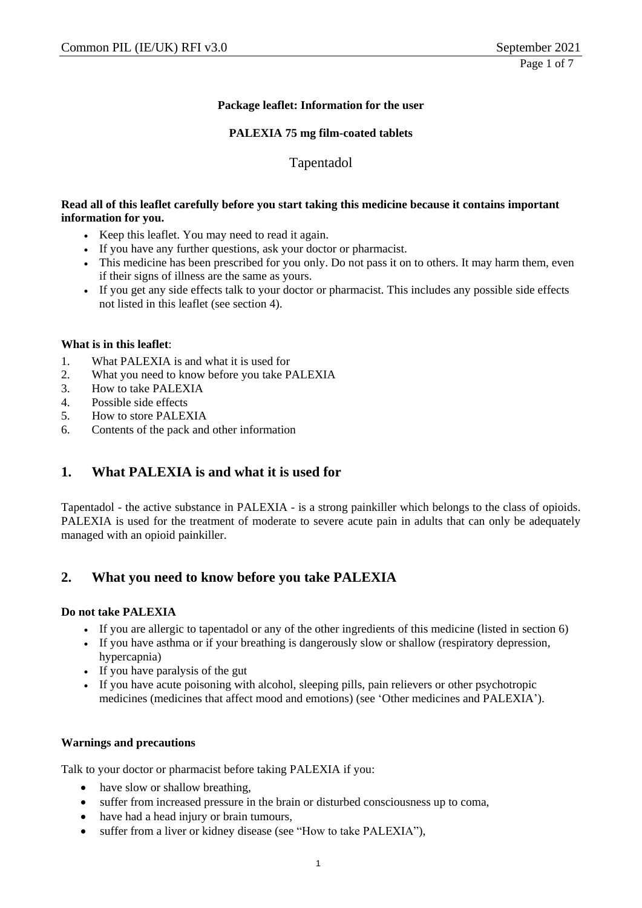**Package leaflet: Information for the user**

**PALEXIA 75 mg film-coated tablets**

Tapentadol

**Read all of this leaflet carefully before you start taking this medicine because it contains important information for you.**

- Keep this leaflet. You may need to read it again.
- If you have any further questions, ask your doctor or pharmacist.
- This medicine has been prescribed for you only. Do not pass it on to others. It may harm them, even if their signs of illness are the same as yours.
- If you get any side effects talk to your doctor or pharmacist. This includes any possible side effects not listed in this leaflet (see section 4).

**What is in this leaflet**:

1. What PALEXIA is and what it is used for
2. What you need to know before you take PALEXIA
3. How to take PALEXIA
4. Possible side effects
5. How to store PALEXIA
6. Contents of the pack and other information

## 1. What PALEXIA is and what it is used for

Tapentadol - the active substance in PALEXIA - is a strong painkiller which belongs to the class of opioids. PALEXIA is used for the treatment of moderate to severe acute pain in adults that can only be adequately managed with an opioid painkiller.

## 2. What you need to know before you take PALEXIA

**Do not take PALEXIA**

- If you are allergic to tapentadol or any of the other ingredients of this medicine (listed in section 6)
- If you have asthma or if your breathing is dangerously slow or shallow (respiratory depression, hypercapnia)
- If you have paralysis of the gut
- If you have acute poisoning with alcohol, sleeping pills, pain relievers or other psychotropic medicines (medicines that affect mood and emotions) (see 'Other medicines and PALEXIA').

**Warnings and precautions**

Talk to your doctor or pharmacist before taking PALEXIA if you:

- have slow or shallow breathing,
- suffer from increased pressure in the brain or disturbed consciousness up to coma,
- have had a head injury or brain tumours,
- suffer from a liver or kidney disease (see "How to take PALEXIA"),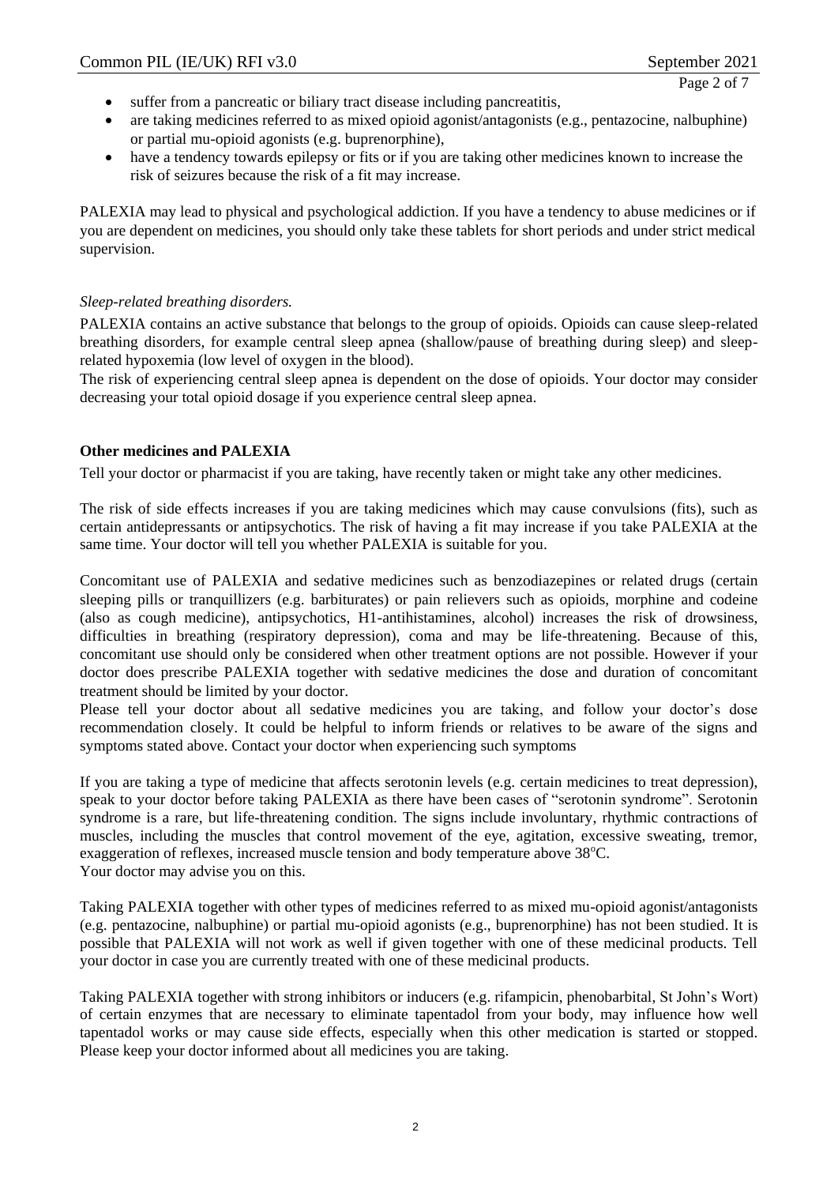- suffer from a pancreatic or biliary tract disease including pancreatitis,
- are taking medicines referred to as mixed opioid agonist/antagonists (e.g., pentazocine, nalbuphine) or partial mu-opioid agonists (e.g. buprenorphine),
- have a tendency towards epilepsy or fits or if you are taking other medicines known to increase the risk of seizures because the risk of a fit may increase.

PALEXIA may lead to physical and psychological addiction. If you have a tendency to abuse medicines or if you are dependent on medicines, you should only take these tablets for short periods and under strict medical supervision.

*Sleep-related breathing disorders.*

PALEXIA contains an active substance that belongs to the group of opioids. Opioids can cause sleep-related breathing disorders, for example central sleep apnea (shallow/pause of breathing during sleep) and sleep-related hypoxemia (low level of oxygen in the blood).

The risk of experiencing central sleep apnea is dependent on the dose of opioids. Your doctor may consider decreasing your total opioid dosage if you experience central sleep apnea.

**Other medicines and PALEXIA**

Tell your doctor or pharmacist if you are taking, have recently taken or might take any other medicines.

The risk of side effects increases if you are taking medicines which may cause convulsions (fits), such as certain antidepressants or antipsychotics. The risk of having a fit may increase if you take PALEXIA at the same time. Your doctor will tell you whether PALEXIA is suitable for you.

Concomitant use of PALEXIA and sedative medicines such as benzodiazepines or related drugs (certain sleeping pills or tranquillizers (e.g. barbiturates) or pain relievers such as opioids, morphine and codeine (also as cough medicine), antipsychotics, H1-antihistamines, alcohol) increases the risk of drowsiness, difficulties in breathing (respiratory depression), coma and may be life-threatening. Because of this, concomitant use should only be considered when other treatment options are not possible. However if your doctor does prescribe PALEXIA together with sedative medicines the dose and duration of concomitant treatment should be limited by your doctor.

Please tell your doctor about all sedative medicines you are taking, and follow your doctor's dose recommendation closely. It could be helpful to inform friends or relatives to be aware of the signs and symptoms stated above. Contact your doctor when experiencing such symptoms

If you are taking a type of medicine that affects serotonin levels (e.g. certain medicines to treat depression), speak to your doctor before taking PALEXIA as there have been cases of "serotonin syndrome". Serotonin syndrome is a rare, but life-threatening condition. The signs include involuntary, rhythmic contractions of muscles, including the muscles that control movement of the eye, agitation, excessive sweating, tremor, exaggeration of reflexes, increased muscle tension and body temperature above 38°C.

Your doctor may advise you on this.

Taking PALEXIA together with other types of medicines referred to as mixed mu-opioid agonist/antagonists (e.g. pentazocine, nalbuphine) or partial mu-opioid agonists (e.g., buprenorphine) has not been studied. It is possible that PALEXIA will not work as well if given together with one of these medicinal products. Tell your doctor in case you are currently treated with one of these medicinal products.

Taking PALEXIA together with strong inhibitors or inducers (e.g. rifampicin, phenobarbital, St John's Wort) of certain enzymes that are necessary to eliminate tapentadol from your body, may influence how well tapentadol works or may cause side effects, especially when this other medication is started or stopped. Please keep your doctor informed about all medicines you are taking.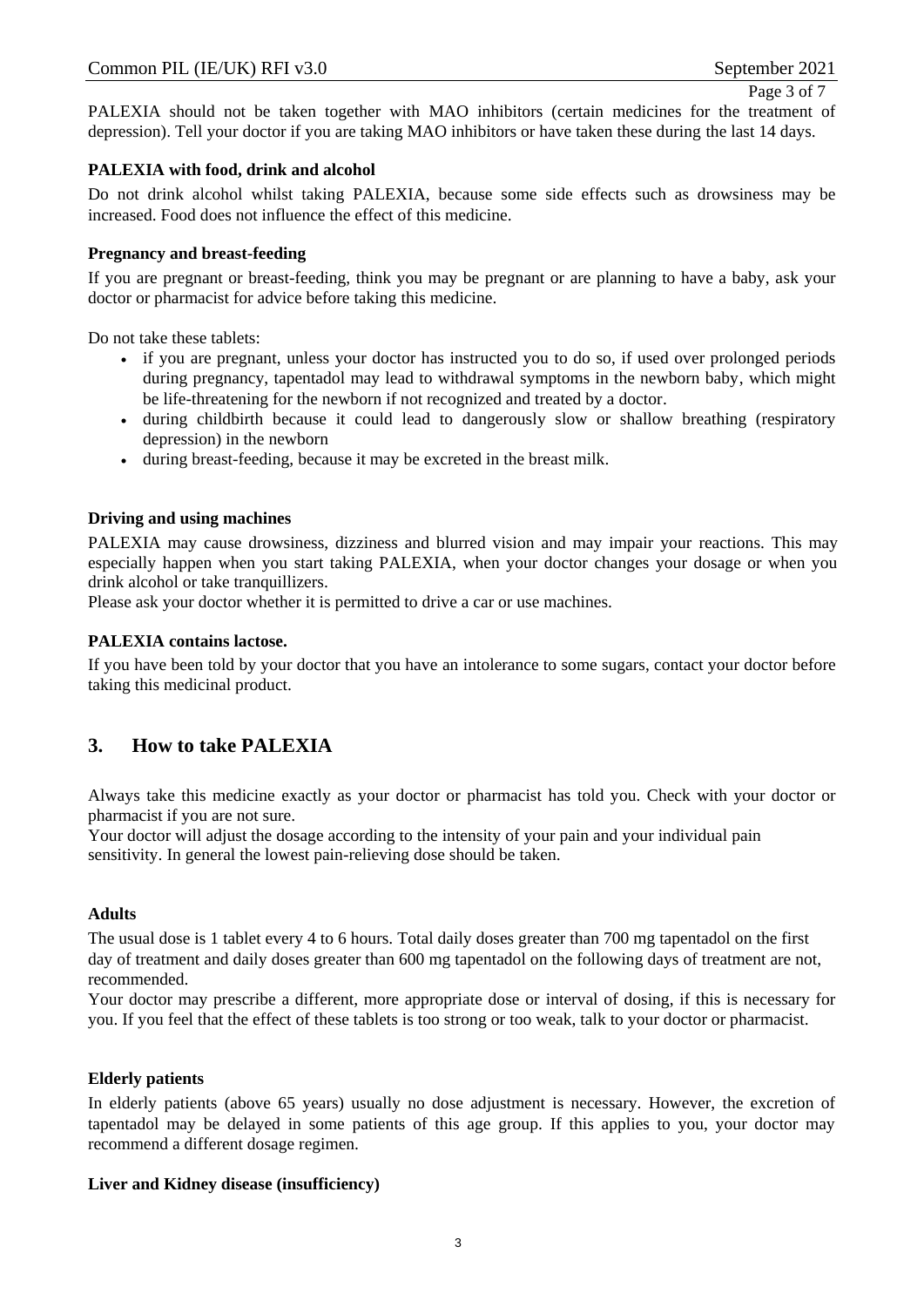PALEXIA should not be taken together with MAO inhibitors (certain medicines for the treatment of depression). Tell your doctor if you are taking MAO inhibitors or have taken these during the last 14 days.

**PALEXIA with food, drink and alcohol**

Do not drink alcohol whilst taking PALEXIA, because some side effects such as drowsiness may be increased. Food does not influence the effect of this medicine.

**Pregnancy and breast-feeding**

If you are pregnant or breast-feeding, think you may be pregnant or are planning to have a baby, ask your doctor or pharmacist for advice before taking this medicine.

Do not take these tablets:

- if you are pregnant, unless your doctor has instructed you to do so, if used over prolonged periods during pregnancy, tapentadol may lead to withdrawal symptoms in the newborn baby, which might be life-threatening for the newborn if not recognized and treated by a doctor.
- during childbirth because it could lead to dangerously slow or shallow breathing (respiratory depression) in the newborn
- during breast-feeding, because it may be excreted in the breast milk.

**Driving and using machines**

PALEXIA may cause drowsiness, dizziness and blurred vision and may impair your reactions. This may especially happen when you start taking PALEXIA, when your doctor changes your dosage or when you drink alcohol or take tranquillizers.
Please ask your doctor whether it is permitted to drive a car or use machines.

**PALEXIA contains lactose.**

If you have been told by your doctor that you have an intolerance to some sugars, contact your doctor before taking this medicinal product.

## 3. How to take PALEXIA

Always take this medicine exactly as your doctor or pharmacist has told you. Check with your doctor or pharmacist if you are not sure.
Your doctor will adjust the dosage according to the intensity of your pain and your individual pain sensitivity. In general the lowest pain-relieving dose should be taken.

**Adults**

The usual dose is 1 tablet every 4 to 6 hours. Total daily doses greater than 700 mg tapentadol on the first day of treatment and daily doses greater than 600 mg tapentadol on the following days of treatment are not, recommended.
Your doctor may prescribe a different, more appropriate dose or interval of dosing, if this is necessary for you. If you feel that the effect of these tablets is too strong or too weak, talk to your doctor or pharmacist.

**Elderly patients**

In elderly patients (above 65 years) usually no dose adjustment is necessary. However, the excretion of tapentadol may be delayed in some patients of this age group. If this applies to you, your doctor may recommend a different dosage regimen.

**Liver and Kidney disease (insufficiency)**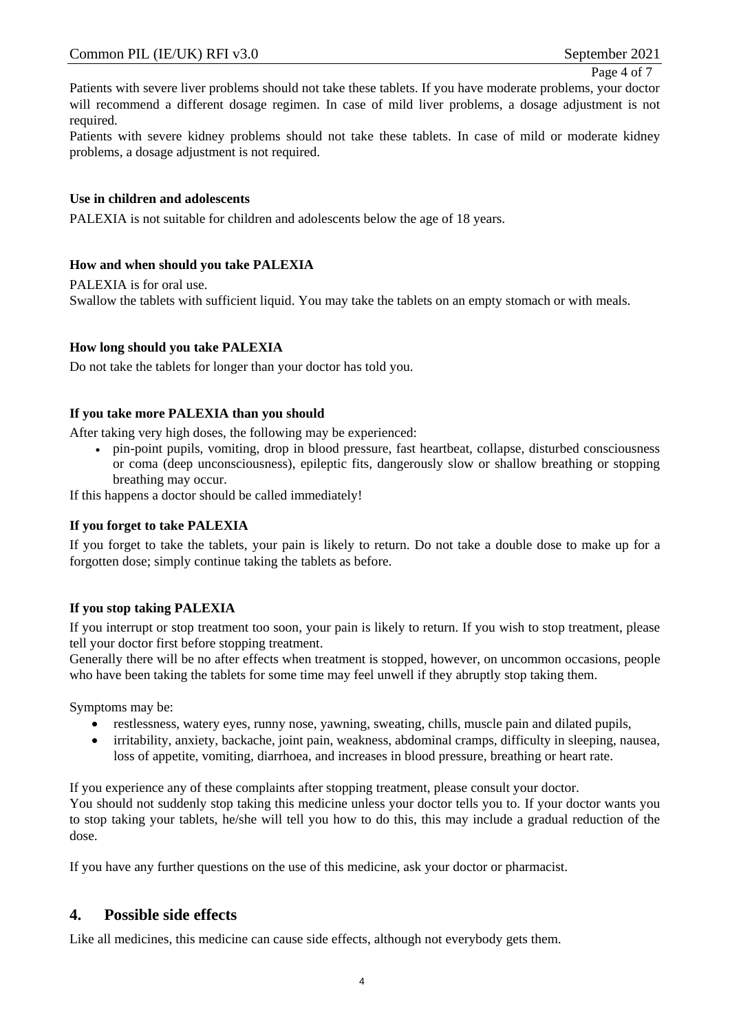Patients with severe liver problems should not take these tablets. If you have moderate problems, your doctor will recommend a different dosage regimen. In case of mild liver problems, a dosage adjustment is not required.
Patients with severe kidney problems should not take these tablets. In case of mild or moderate kidney problems, a dosage adjustment is not required.

**Use in children and adolescents**

PALEXIA is not suitable for children and adolescents below the age of 18 years.

**How and when should you take PALEXIA**

PALEXIA is for oral use.
Swallow the tablets with sufficient liquid. You may take the tablets on an empty stomach or with meals.

**How long should you take PALEXIA**

Do not take the tablets for longer than your doctor has told you.

**If you take more PALEXIA than you should**

After taking very high doses, the following may be experienced:

- pin-point pupils, vomiting, drop in blood pressure, fast heartbeat, collapse, disturbed consciousness or coma (deep unconsciousness), epileptic fits, dangerously slow or shallow breathing or stopping breathing may occur.

If this happens a doctor should be called immediately!

**If you forget to take PALEXIA**

If you forget to take the tablets, your pain is likely to return. Do not take a double dose to make up for a forgotten dose; simply continue taking the tablets as before.

**If you stop taking PALEXIA**

If you interrupt or stop treatment too soon, your pain is likely to return. If you wish to stop treatment, please tell your doctor first before stopping treatment.
Generally there will be no after effects when treatment is stopped, however, on uncommon occasions, people who have been taking the tablets for some time may feel unwell if they abruptly stop taking them.

Symptoms may be:

- restlessness, watery eyes, runny nose, yawning, sweating, chills, muscle pain and dilated pupils,
- irritability, anxiety, backache, joint pain, weakness, abdominal cramps, difficulty in sleeping, nausea, loss of appetite, vomiting, diarrhoea, and increases in blood pressure, breathing or heart rate.

If you experience any of these complaints after stopping treatment, please consult your doctor.
You should not suddenly stop taking this medicine unless your doctor tells you to. If your doctor wants you to stop taking your tablets, he/she will tell you how to do this, this may include a gradual reduction of the dose.

If you have any further questions on the use of this medicine, ask your doctor or pharmacist.

## 4. Possible side effects

Like all medicines, this medicine can cause side effects, although not everybody gets them.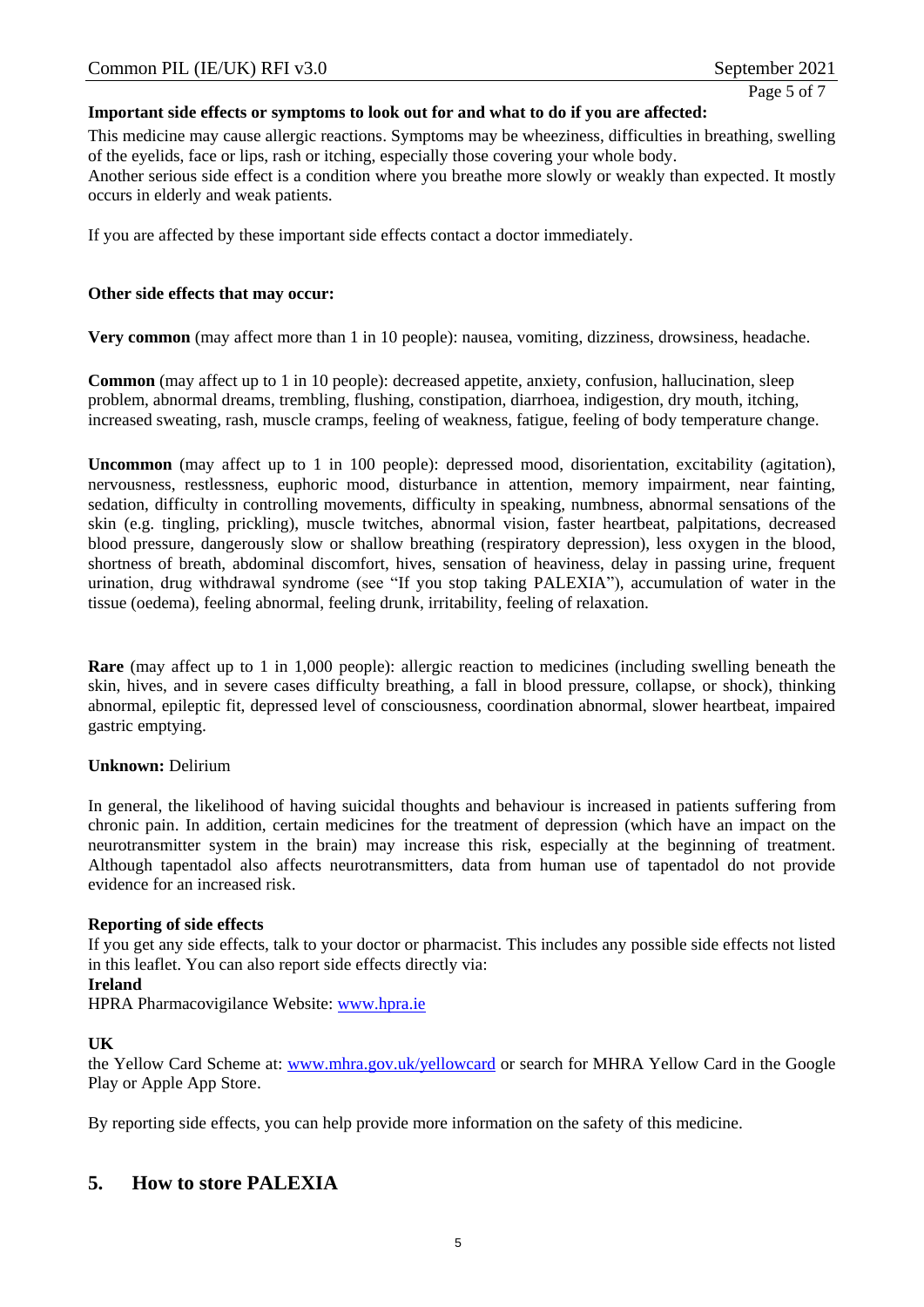**Important side effects or symptoms to look out for and what to do if you are affected:**

This medicine may cause allergic reactions. Symptoms may be wheeziness, difficulties in breathing, swelling of the eyelids, face or lips, rash or itching, especially those covering your whole body.
Another serious side effect is a condition where you breathe more slowly or weakly than expected. It mostly occurs in elderly and weak patients.

If you are affected by these important side effects contact a doctor immediately.

**Other side effects that may occur:**

**Very common** (may affect more than 1 in 10 people): nausea, vomiting, dizziness, drowsiness, headache.

**Common** (may affect up to 1 in 10 people): decreased appetite, anxiety, confusion, hallucination, sleep problem, abnormal dreams, trembling, flushing, constipation, diarrhoea, indigestion, dry mouth, itching, increased sweating, rash, muscle cramps, feeling of weakness, fatigue, feeling of body temperature change.

**Uncommon** (may affect up to 1 in 100 people): depressed mood, disorientation, excitability (agitation), nervousness, restlessness, euphoric mood, disturbance in attention, memory impairment, near fainting, sedation, difficulty in controlling movements, difficulty in speaking, numbness, abnormal sensations of the skin (e.g. tingling, prickling), muscle twitches, abnormal vision, faster heartbeat, palpitations, decreased blood pressure, dangerously slow or shallow breathing (respiratory depression), less oxygen in the blood, shortness of breath, abdominal discomfort, hives, sensation of heaviness, delay in passing urine, frequent urination, drug withdrawal syndrome (see "If you stop taking PALEXIA"), accumulation of water in the tissue (oedema), feeling abnormal, feeling drunk, irritability, feeling of relaxation.

**Rare** (may affect up to 1 in 1,000 people): allergic reaction to medicines (including swelling beneath the skin, hives, and in severe cases difficulty breathing, a fall in blood pressure, collapse, or shock), thinking abnormal, epileptic fit, depressed level of consciousness, coordination abnormal, slower heartbeat, impaired gastric emptying.

**Unknown:** Delirium

In general, the likelihood of having suicidal thoughts and behaviour is increased in patients suffering from chronic pain. In addition, certain medicines for the treatment of depression (which have an impact on the neurotransmitter system in the brain) may increase this risk, especially at the beginning of treatment. Although tapentadol also affects neurotransmitters, data from human use of tapentadol do not provide evidence for an increased risk.

**Reporting of side effects**

If you get any side effects, talk to your doctor or pharmacist. This includes any possible side effects not listed in this leaflet. You can also report side effects directly via:

**Ireland**

HPRA Pharmacovigilance Website: www.hpra.ie

**UK**

the Yellow Card Scheme at: www.mhra.gov.uk/yellowcard or search for MHRA Yellow Card in the Google Play or Apple App Store.

By reporting side effects, you can help provide more information on the safety of this medicine.

## 5. How to store PALEXIA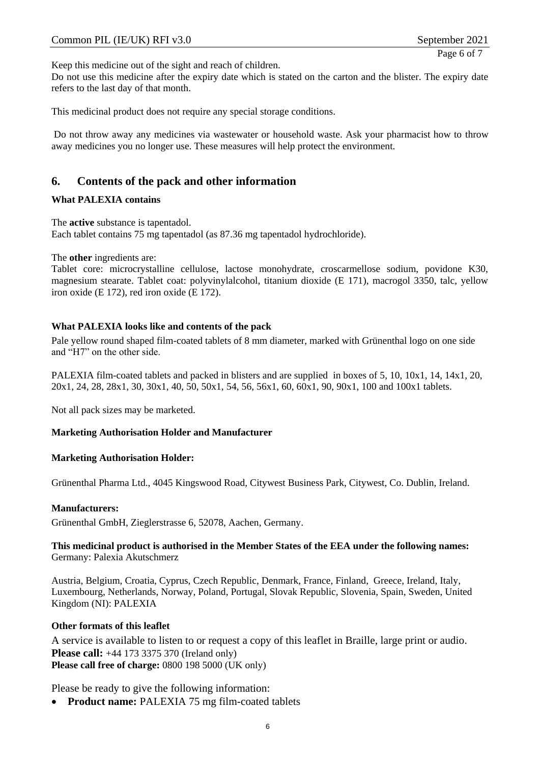Keep this medicine out of the sight and reach of children.
Do not use this medicine after the expiry date which is stated on the carton and the blister. The expiry date refers to the last day of that month.

This medicinal product does not require any special storage conditions.

Do not throw away any medicines via wastewater or household waste. Ask your pharmacist how to throw away medicines you no longer use. These measures will help protect the environment.

## 6. Contents of the pack and other information

**What PALEXIA contains**

The **active** substance is tapentadol.
Each tablet contains 75 mg tapentadol (as 87.36 mg tapentadol hydrochloride).

The **other** ingredients are:
Tablet core: microcrystalline cellulose, lactose monohydrate, croscarmellose sodium, povidone K30, magnesium stearate. Tablet coat: polyvinylalcohol, titanium dioxide (E 171), macrogol 3350, talc, yellow iron oxide (E 172), red iron oxide (E 172).

**What PALEXIA looks like and contents of the pack**

Pale yellow round shaped film-coated tablets of 8 mm diameter, marked with Grünenthal logo on one side and "H7" on the other side.

PALEXIA film-coated tablets and packed in blisters and are supplied in boxes of 5, 10, 10x1, 14, 14x1, 20, 20x1, 24, 28, 28x1, 30, 30x1, 40, 50, 50x1, 54, 56, 56x1, 60, 60x1, 90, 90x1, 100 and 100x1 tablets.

Not all pack sizes may be marketed.

**Marketing Authorisation Holder and Manufacturer**

**Marketing Authorisation Holder:**

Grünenthal Pharma Ltd., 4045 Kingswood Road, Citywest Business Park, Citywest, Co. Dublin, Ireland.

**Manufacturers:**
Grünenthal GmbH, Zieglerstrasse 6, 52078, Aachen, Germany.

**This medicinal product is authorised in the Member States of the EEA under the following names:**
Germany: Palexia Akutschmerz

Austria, Belgium, Croatia, Cyprus, Czech Republic, Denmark, France, Finland, Greece, Ireland, Italy, Luxembourg, Netherlands, Norway, Poland, Portugal, Slovak Republic, Slovenia, Spain, Sweden, United Kingdom (NI): PALEXIA

**Other formats of this leaflet**

A service is available to listen to or request a copy of this leaflet in Braille, large print or audio.
**Please call:** +44 173 3375 370 (Ireland only)
**Please call free of charge:** 0800 198 5000 (UK only)

Please be ready to give the following information:

- **Product name:** PALEXIA 75 mg film-coated tablets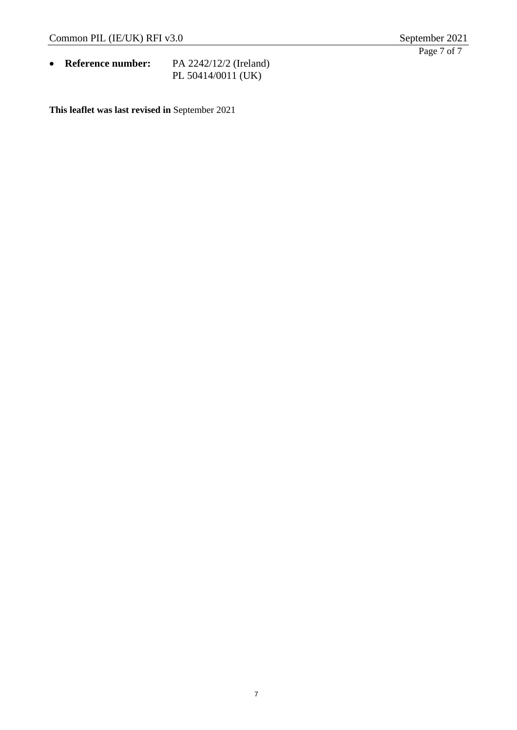- **Reference number:** PA 2242/12/2 (Ireland)
  PL 50414/0011 (UK)

**This leaflet was last revised in** September 2021